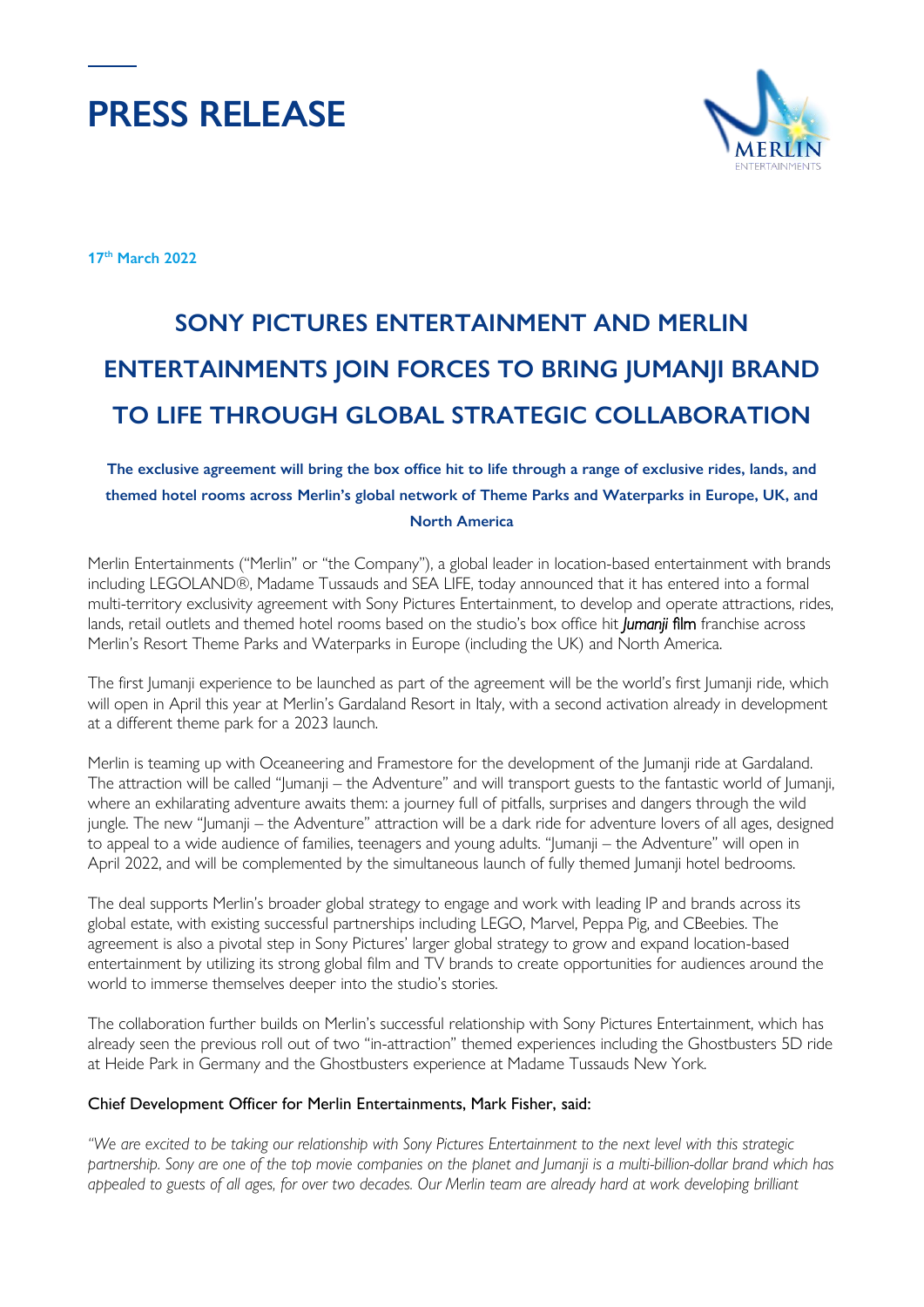# PRESS RELEASE

**17th March 2022**

## SONY PICTURES ENTERTAINMENT AND MERLIN ENTERTAINMENTS JOIN FORCES TO BRING JUMANJI BRAND TO LIFE THROUGH GLOBAL STRATEGIC COLLABORATION

**The exclusive agreement will bring the box office hit to life through a range of exclusive rides, lands, and themed hotel rooms across Merlin's global network of Theme Parks and Waterparks in Europe, UK, and North America**

Merlin Entertainments ("Merlin" or "the Company"), a global leader in location-based entertainment with brands including LEGOLAND®, Madame Tussauds and SEA LIFE, today announced that it has entered into a formal multi-territory exclusivity agreement with Sony Pictures Entertainment, to develop and operate attractions, rides, lands, retail outlets and themed hotel rooms based on the studio's box office hit *Jumanji* film franchise across Merlin's Resort Theme Parks and Waterparks in Europe (including the UK) and North America.

The first Jumanji experience to be launched as part of the agreement will be the world's first Jumanji ride, which will open in April this year at Merlin's Gardaland Resort in Italy, with a second activation already in development at a different theme park for a 2023 launch.

Merlin is teaming up with Oceaneering and Framestore for the development of the Jumanji ride at Gardaland. The attraction will be called "Jumanji – the Adventure" and will transport guests to the fantastic world of Jumanji, where an exhilarating adventure awaits them: a journey full of pitfalls, surprises and dangers through the wild jungle. The new "Jumanji – the Adventure" attraction will be a dark ride for adventure lovers of all ages, designed to appeal to a wide audience of families, teenagers and young adults. "Jumanji – the Adventure" will open in April 2022, and will be complemented by the simultaneous launch of fully themed Jumanji hotel bedrooms.

The deal supports Merlin's broader global strategy to engage and work with leading IP and brands across its global estate, with existing successful partnerships including LEGO, Marvel, Peppa Pig, and CBeebies. The agreement is also a pivotal step in Sony Pictures' larger global strategy to grow and expand location-based entertainment by utilizing its strong global film and TV brands to create opportunities for audiences around the world to immerse themselves deeper into the studio's stories.

The collaboration further builds on Merlin's successful relationship with Sony Pictures Entertainment, which has already seen the previous roll out of two "in-attraction" themed experiences including the Ghostbusters 5D ride at Heide Park in Germany and the Ghostbusters experience at Madame Tussauds New York.

Chief Development Officer for Merlin Entertainments, Mark Fisher, said:

*"We are excited to be taking our relationship with Sony Pictures Entertainment to the next level with this strategic partnership. Sony are one of the top movie companies on the planet and Jumanji is a multi-billion-dollar brand which has appealed to guests of all ages, for over two decades. Our Merlin team are already hard at work developing brilliant*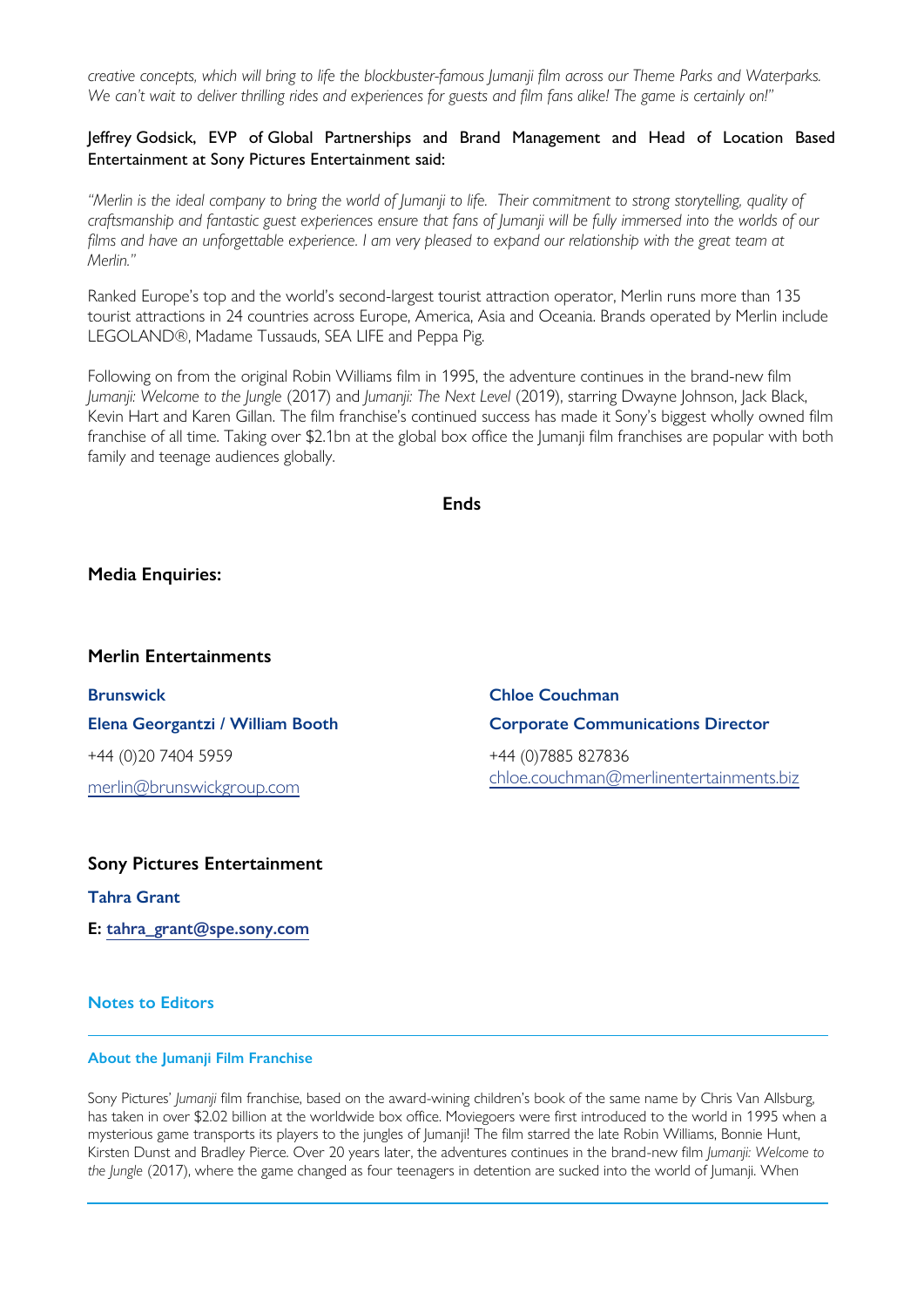*creative concepts, which will bring to life the blockbuster-famous Jumanji film across our Theme Parks and Waterparks. We can't wait to deliver thrilling rides and experiences for guests and film fans alike! The game is certainly on!"*

Jeffrey Godsick, EVP of Global Partnerships and Brand Management and Head of Location Based Entertainment at Sony Pictures Entertainment said:

*"Merlin is the ideal company to bring the world of Jumanji to life. Their commitment to strong storytelling, quality of craftsmanship and fantastic guest experiences ensure that fans of Jumanji will be fully immersed into the worlds of our films and have an unforgettable experience. I am very pleased to expand our relationship with the great team at Merlin."*

Ranked Europe's top and the world's second-largest tourist attraction operator, Merlin runs more than 135 tourist attractions in 24 countries across Europe, America, Asia and Oceania. Brands operated by Merlin include LEGOLAND®, Madame Tussauds, SEA LIFE and Peppa Pig.

Following on from the original Robin Williams film in 1995, the adventure continues in the brand-new film *Jumanji: Welcome to the Jungle* (2017) and *Jumanji: The Next Level* (2019), starring Dwayne Johnson, Jack Black, Kevin Hart and Karen Gillan. The film franchise's continued success has made it Sony's biggest wholly owned film franchise of all time. Taking over $2.1bn at the global box office the Jumanji film franchises are popular with both family and teenage audiences globally.

**Ends**

**Media Enquiries:**

**Merlin Entertainments**

**Brunswick**
**Elena Georgantzi / William Booth**
+44 (0)20 7404 5959
merlin@brunswickgroup.com

**Chloe Couchman**
**Corporate Communications Director**
+44 (0)7885 827836
chloe.couchman@merlinentertainments.biz

**Sony Pictures Entertainment**

**Tahra Grant**
**E: tahra_grant@spe.sony.com**

## Notes to Editors

### About the Jumanji Film Franchise

Sony Pictures' *Jumanji* film franchise, based on the award-wining children's book of the same name by Chris Van Allsburg, has taken in over $2.02 billion at the worldwide box office. Moviegoers were first introduced to the world in 1995 when a mysterious game transports its players to the jungles of Jumanji! The film starred the late Robin Williams, Bonnie Hunt, Kirsten Dunst and Bradley Pierce. Over 20 years later, the adventures continues in the brand-new film *Jumanji: Welcome to the Jungle* (2017), where the game changed as four teenagers in detention are sucked into the world of Jumanji. When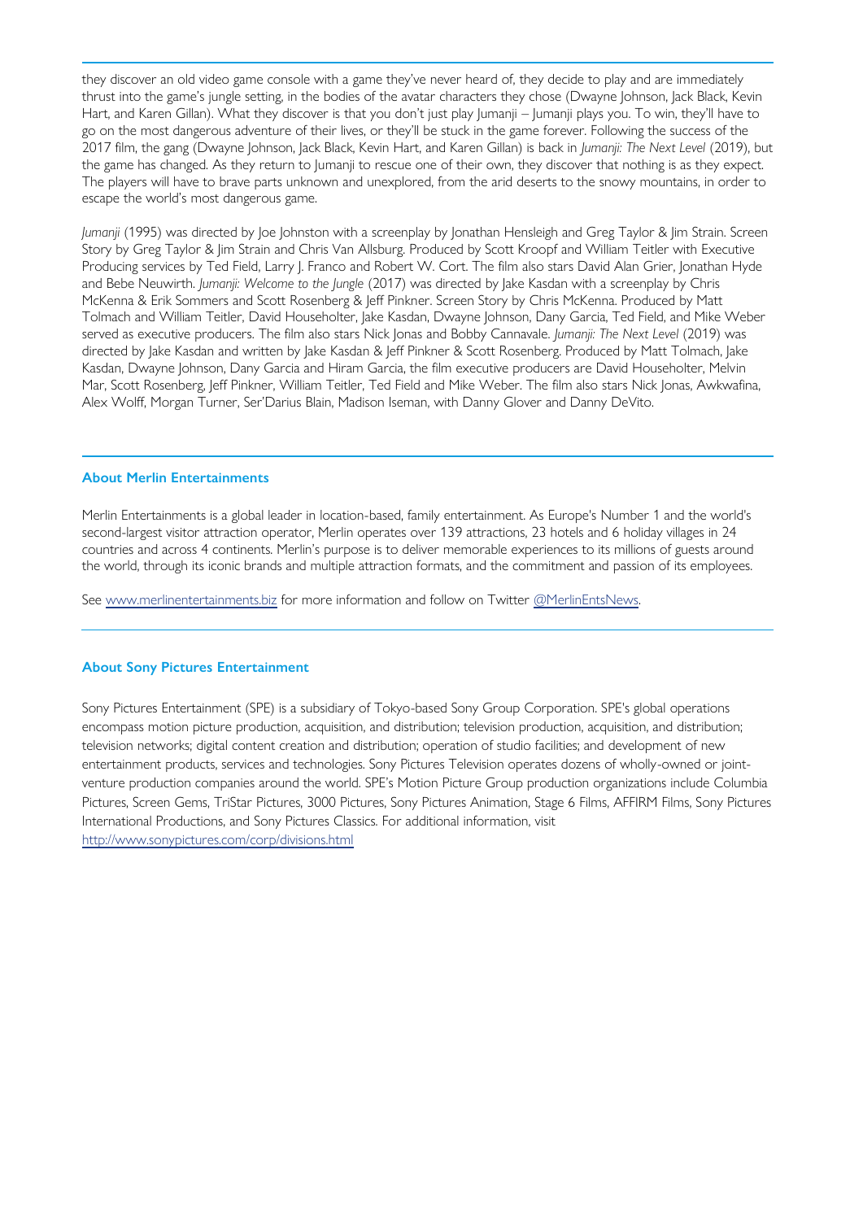they discover an old video game console with a game they've never heard of, they decide to play and are immediately thrust into the game's jungle setting, in the bodies of the avatar characters they chose (Dwayne Johnson, Jack Black, Kevin Hart, and Karen Gillan). What they discover is that you don't just play Jumanji – Jumanji plays you. To win, they'll have to go on the most dangerous adventure of their lives, or they'll be stuck in the game forever. Following the success of the 2017 film, the gang (Dwayne Johnson, Jack Black, Kevin Hart, and Karen Gillan) is back in *Jumanji: The Next Level* (2019), but the game has changed. As they return to Jumanji to rescue one of their own, they discover that nothing is as they expect. The players will have to brave parts unknown and unexplored, from the arid deserts to the snowy mountains, in order to escape the world's most dangerous game.

*Jumanji* (1995) was directed by Joe Johnston with a screenplay by Jonathan Hensleigh and Greg Taylor & Jim Strain. Screen Story by Greg Taylor & Jim Strain and Chris Van Allsburg. Produced by Scott Kroopf and William Teitler with Executive Producing services by Ted Field, Larry J. Franco and Robert W. Cort. The film also stars David Alan Grier, Jonathan Hyde and Bebe Neuwirth. *Jumanji: Welcome to the Jungle* (2017) was directed by Jake Kasdan with a screenplay by Chris McKenna & Erik Sommers and Scott Rosenberg & Jeff Pinkner. Screen Story by Chris McKenna. Produced by Matt Tolmach and William Teitler, David Householter, Jake Kasdan, Dwayne Johnson, Dany Garcia, Ted Field, and Mike Weber served as executive producers. The film also stars Nick Jonas and Bobby Cannavale. *Jumanji: The Next Level* (2019) was directed by Jake Kasdan and written by Jake Kasdan & Jeff Pinkner & Scott Rosenberg. Produced by Matt Tolmach, Jake Kasdan, Dwayne Johnson, Dany Garcia and Hiram Garcia, the film executive producers are David Householter, Melvin Mar, Scott Rosenberg, Jeff Pinkner, William Teitler, Ted Field and Mike Weber. The film also stars Nick Jonas, Awkwafina, Alex Wolff, Morgan Turner, Ser'Darius Blain, Madison Iseman, with Danny Glover and Danny DeVito.

**About Merlin Entertainments**

Merlin Entertainments is a global leader in location-based, family entertainment. As Europe's Number 1 and the world's second-largest visitor attraction operator, Merlin operates over 139 attractions, 23 hotels and 6 holiday villages in 24 countries and across 4 continents. Merlin's purpose is to deliver memorable experiences to its millions of guests around the world, through its iconic brands and multiple attraction formats, and the commitment and passion of its employees.

See [www.merlinentertainments.biz](www.merlinentertainments.biz) for more information and follow on Twitter [@MerlinEntsNews](https://twitter.com/MerlinEntsNews).

**About Sony Pictures Entertainment**

Sony Pictures Entertainment (SPE) is a subsidiary of Tokyo-based Sony Group Corporation. SPE's global operations encompass motion picture production, acquisition, and distribution; television production, acquisition, and distribution; television networks; digital content creation and distribution; operation of studio facilities; and development of new entertainment products, services and technologies. Sony Pictures Television operates dozens of wholly-owned or joint-venture production companies around the world. SPE's Motion Picture Group production organizations include Columbia Pictures, Screen Gems, TriStar Pictures, 3000 Pictures, Sony Pictures Animation, Stage 6 Films, AFFIRM Films, Sony Pictures International Productions, and Sony Pictures Classics. For additional information, visit [http://www.sonypictures.com/corp/divisions.html](http://www.sonypictures.com/corp/divisions.html)